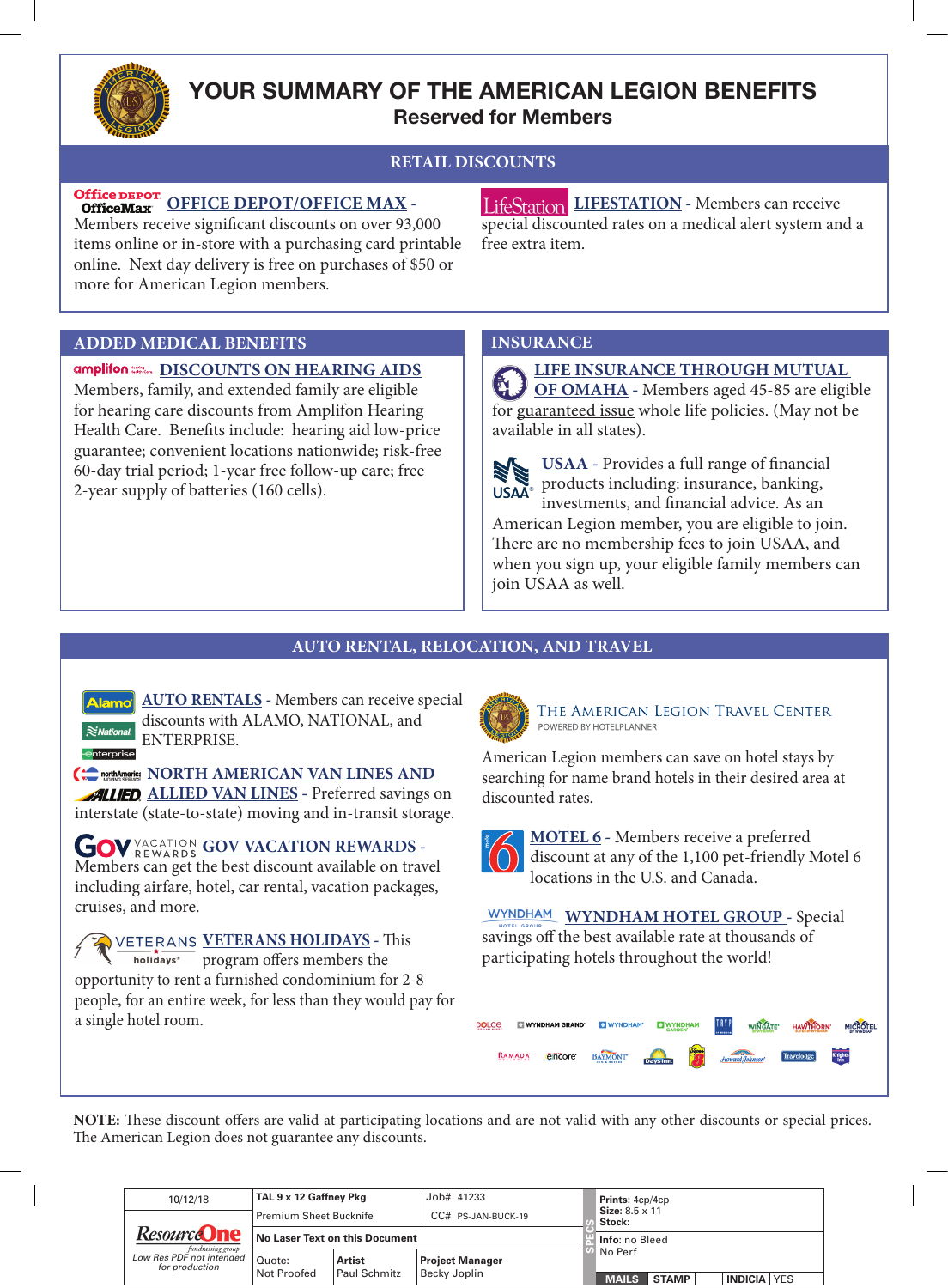# YOUR SUMMARY OF THE AMERICAN LEGION BENEFITS

## Reserved for Members

## RETAIL DISCOUNTS

**OFFICE DEPOT/OFFICE MAX** - Members receive significant discounts on over 93,000 items online or in-store with a purchasing card printable online. Next day delivery is free on purchases of $50 or more for American Legion members.

**LIFESTATION** - Members can receive special discounted rates on a medical alert system and a free extra item.

## ADDED MEDICAL BENEFITS

**DISCOUNTS ON HEARING AIDS**
Members, family, and extended family are eligible for hearing care discounts from Amplifon Hearing Health Care. Benefits include: hearing aid low-price guarantee; convenient locations nationwide; risk-free 60-day trial period; 1-year free follow-up care; free 2-year supply of batteries (160 cells).

## INSURANCE

**LIFE INSURANCE THROUGH MUTUAL OF OMAHA** - Members aged 45-85 are eligible for guaranteed issue whole life policies. (May not be available in all states).

**USAA** - Provides a full range of financial products including: insurance, banking, investments, and financial advice. As an American Legion member, you are eligible to join. There are no membership fees to join USAA, and when you sign up, your eligible family members can join USAA as well.

## AUTO RENTAL, RELOCATION, AND TRAVEL

**AUTO RENTALS** - Members can receive special discounts with ALAMO, NATIONAL, and ENTERPRISE.

**NORTH AMERICAN VAN LINES AND ALLIED VAN LINES** - Preferred savings on interstate (state-to-state) moving and in-transit storage.

**GOV VACATION REWARDS** - Members can get the best discount available on travel including airfare, hotel, car rental, vacation packages, cruises, and more.

**VETERANS HOLIDAYS** - This program offers members the opportunity to rent a furnished condominium for 2-8 people, for an entire week, for less than they would pay for a single hotel room.

**THE AMERICAN LEGION TRAVEL CENTER**
POWERED BY HOTELPLANNER

American Legion members can save on hotel stays by searching for name brand hotels in their desired area at discounted rates.

**MOTEL 6** - Members receive a preferred discount at any of the 1,100 pet-friendly Motel 6 locations in the U.S. and Canada.

**WYNDHAM HOTEL GROUP** - Special savings off the best available rate at thousands of participating hotels throughout the world!

**NOTE:** These discount offers are valid at participating locations and are not valid with any other discounts or special prices. The American Legion does not guarantee any discounts.

| 10/12/18 | TAL 9 x 12 Gaffney Pkg | Job# 41233 | Prints: 4cp/4cp Size: 8.5 x 11 Stock: |
|---|---|---|---|
| ResourceOne fundraising group | Premium Sheet Bucknife | CC# PS-JAN-BUCK-19 | |
| Low Res PDF not intended for production | No Laser Text on this Document | | Info: no Bleed No Perf |
| | Quote: Not Proofed | Artist Paul Schmitz | Project Manager Becky Joplin |
| | | | MAILS STAMP INDICIA YES |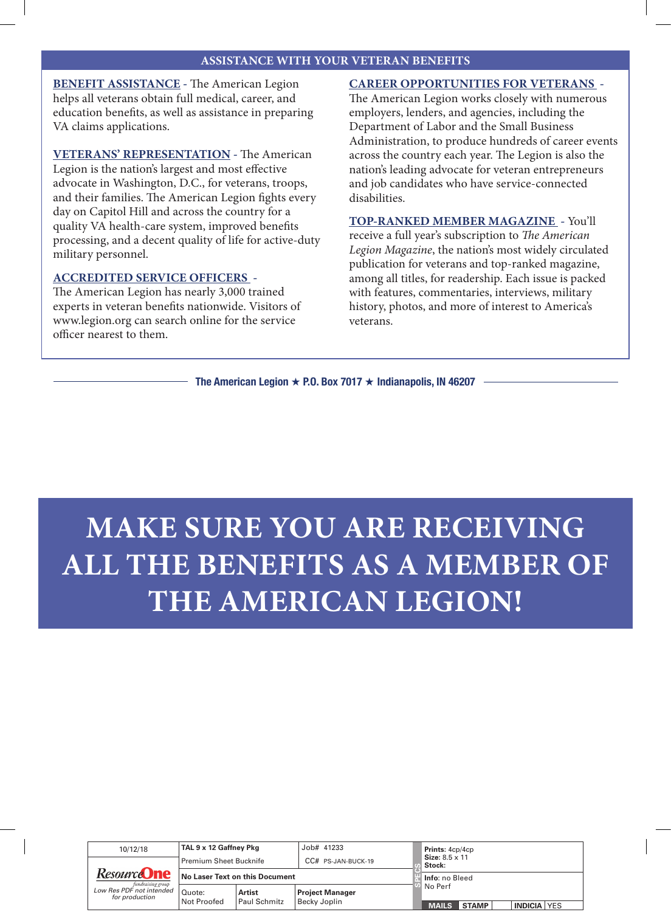## ASSISTANCE WITH YOUR VETERAN BENEFITS

**BENEFIT ASSISTANCE** - The American Legion helps all veterans obtain full medical, career, and education benefits, as well as assistance in preparing VA claims applications.

**VETERANS' REPRESENTATION** - The American Legion is the nation's largest and most effective advocate in Washington, D.C., for veterans, troops, and their families. The American Legion fights every day on Capitol Hill and across the country for a quality VA health-care system, improved benefits processing, and a decent quality of life for active-duty military personnel.

**ACCREDITED SERVICE OFFICERS** - The American Legion has nearly 3,000 trained experts in veteran benefits nationwide. Visitors of www.legion.org can search online for the service officer nearest to them.

**CAREER OPPORTUNITIES FOR VETERANS** - The American Legion works closely with numerous employers, lenders, and agencies, including the Department of Labor and the Small Business Administration, to produce hundreds of career events across the country each year. The Legion is also the nation's leading advocate for veteran entrepreneurs and job candidates who have service-connected disabilities.

**TOP-RANKED MEMBER MAGAZINE** - You'll receive a full year's subscription to *The American Legion Magazine*, the nation's most widely circulated publication for veterans and top-ranked magazine, among all titles, for readership. Each issue is packed with features, commentaries, interviews, military history, photos, and more of interest to America's veterans.

**The American Legion ★ P.O. Box 7017 ★ Indianapolis, IN 46207**

# MAKE SURE YOU ARE RECEIVING ALL THE BENEFITS AS A MEMBER OF THE AMERICAN LEGION!

| | | | | |
|---|---|---|---|---|
| 10/12/18 | TAL 9 x 12 Gaffney Pkg | | Job# 41233 | Prints: 4cp/4cp Size: 8.5 x 11 Stock: |
| ResourceOne fundraising group — Low Res PDF not intended for production | Premium Sheet Bucknife | | CC# PS-JAN-BUCK-19 | |
| | No Laser Text on this Document | | | Info: no Bleed No Perf |
| | Quote: Not Proofed | Artist Paul Schmitz | Project Manager Becky Joplin | MAILS STAMP INDICIA YES |